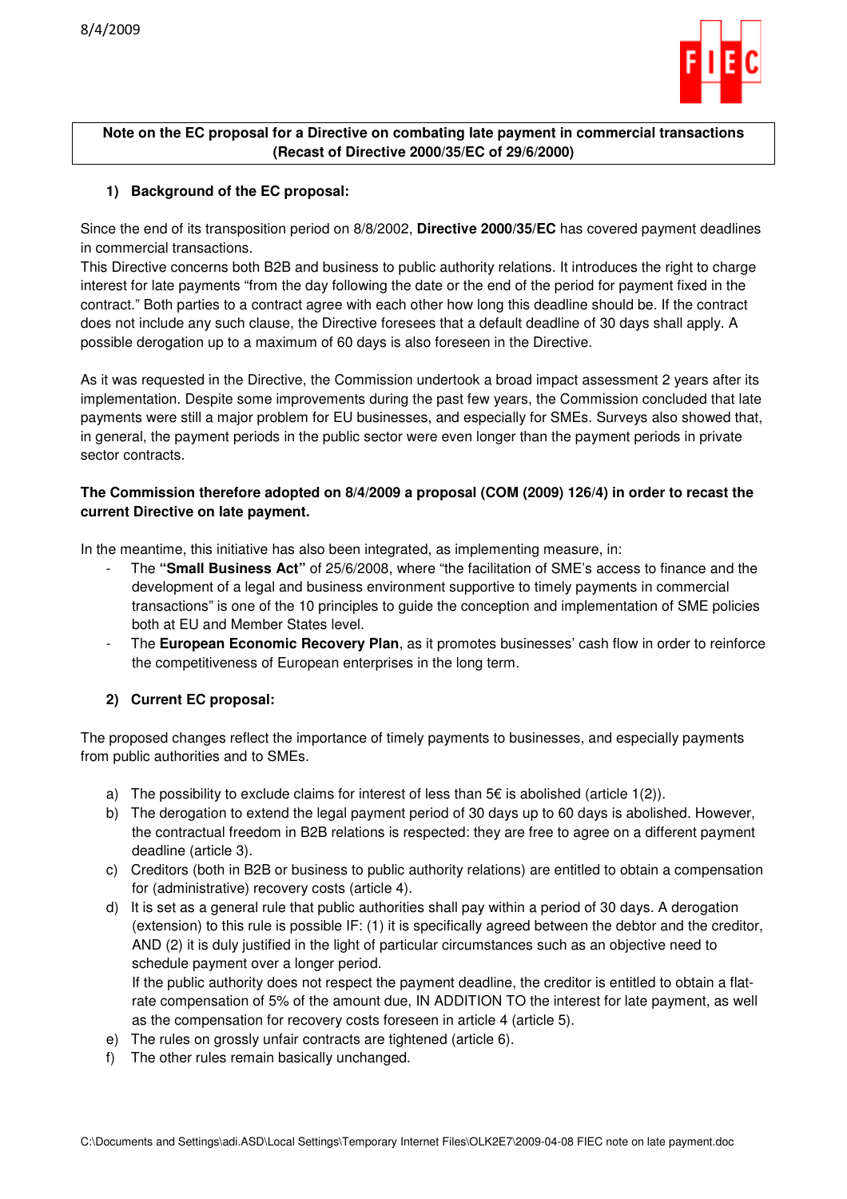8/4/2009

**Note on the EC proposal for a Directive on combating late payment in commercial transactions (Recast of Directive 2000/35/EC of 29/6/2000)**

## 1) Background of the EC proposal:

Since the end of its transposition period on 8/8/2002, **Directive 2000/35/EC** has covered payment deadlines in commercial transactions.
This Directive concerns both B2B and business to public authority relations. It introduces the right to charge interest for late payments "from the day following the date or the end of the period for payment fixed in the contract." Both parties to a contract agree with each other how long this deadline should be. If the contract does not include any such clause, the Directive foresees that a default deadline of 30 days shall apply. A possible derogation up to a maximum of 60 days is also foreseen in the Directive.

As it was requested in the Directive, the Commission undertook a broad impact assessment 2 years after its implementation. Despite some improvements during the past few years, the Commission concluded that late payments were still a major problem for EU businesses, and especially for SMEs. Surveys also showed that, in general, the payment periods in the public sector were even longer than the payment periods in private sector contracts.

**The Commission therefore adopted on 8/4/2009 a proposal (COM (2009) 126/4) in order to recast the current Directive on late payment.**

In the meantime, this initiative has also been integrated, as implementing measure, in:

- The **"Small Business Act"** of 25/6/2008, where "the facilitation of SME's access to finance and the development of a legal and business environment supportive to timely payments in commercial transactions" is one of the 10 principles to guide the conception and implementation of SME policies both at EU and Member States level.
- The **European Economic Recovery Plan**, as it promotes businesses' cash flow in order to reinforce the competitiveness of European enterprises in the long term.

## 2) Current EC proposal:

The proposed changes reflect the importance of timely payments to businesses, and especially payments from public authorities and to SMEs.

a) The possibility to exclude claims for interest of less than 5€ is abolished (article 1(2)).
b) The derogation to extend the legal payment period of 30 days up to 60 days is abolished. However, the contractual freedom in B2B relations is respected: they are free to agree on a different payment deadline (article 3).
c) Creditors (both in B2B or business to public authority relations) are entitled to obtain a compensation for (administrative) recovery costs (article 4).
d) It is set as a general rule that public authorities shall pay within a period of 30 days. A derogation (extension) to this rule is possible IF: (1) it is specifically agreed between the debtor and the creditor, AND (2) it is duly justified in the light of particular circumstances such as an objective need to schedule payment over a longer period.
   If the public authority does not respect the payment deadline, the creditor is entitled to obtain a flat-rate compensation of 5% of the amount due, IN ADDITION TO the interest for late payment, as well as the compensation for recovery costs foreseen in article 4 (article 5).
e) The rules on grossly unfair contracts are tightened (article 6).
f) The other rules remain basically unchanged.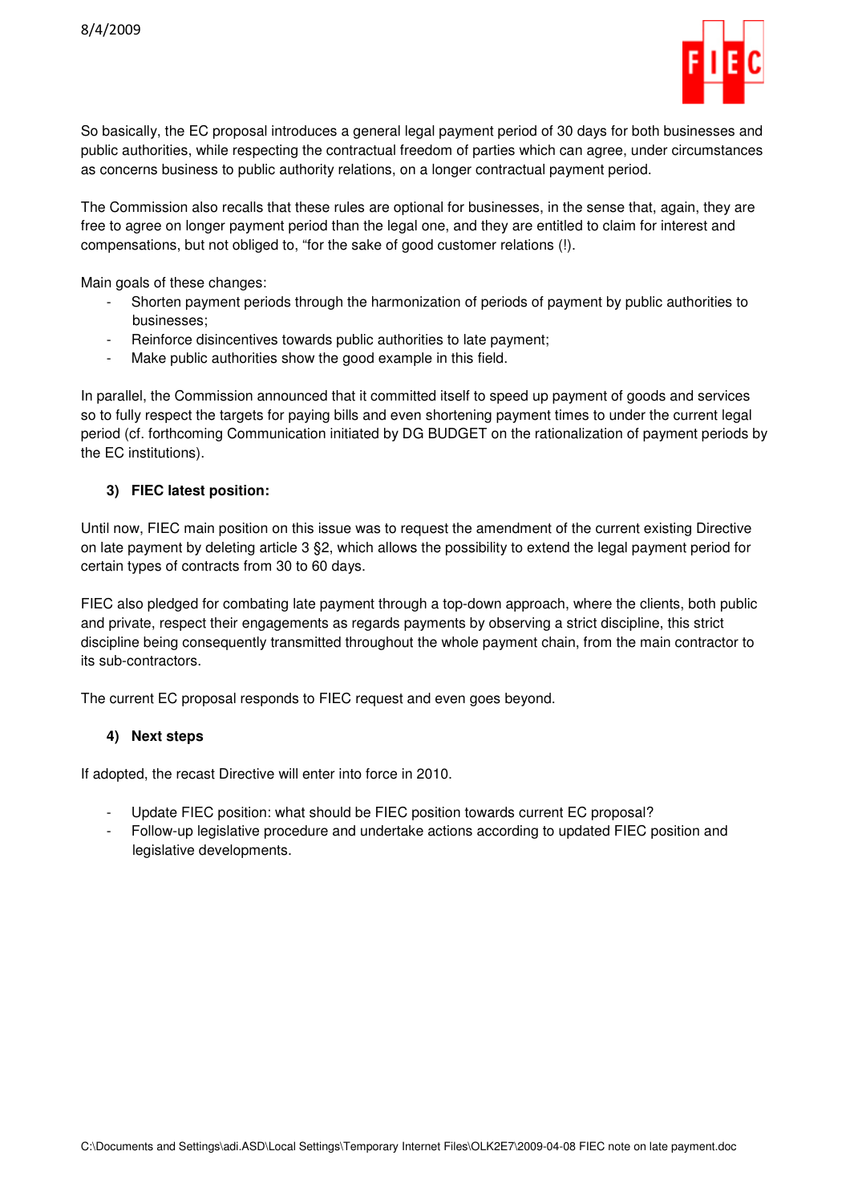So basically, the EC proposal introduces a general legal payment period of 30 days for both businesses and public authorities, while respecting the contractual freedom of parties which can agree, under circumstances as concerns business to public authority relations, on a longer contractual payment period.

The Commission also recalls that these rules are optional for businesses, in the sense that, again, they are free to agree on longer payment period than the legal one, and they are entitled to claim for interest and compensations, but not obliged to, "for the sake of good customer relations (!).

Main goals of these changes:

- Shorten payment periods through the harmonization of periods of payment by public authorities to businesses;
- Reinforce disincentives towards public authorities to late payment;
- Make public authorities show the good example in this field.

In parallel, the Commission announced that it committed itself to speed up payment of goods and services so to fully respect the targets for paying bills and even shortening payment times to under the current legal period (cf. forthcoming Communication initiated by DG BUDGET on the rationalization of payment periods by the EC institutions).

### 3) FIEC latest position:

Until now, FIEC main position on this issue was to request the amendment of the current existing Directive on late payment by deleting article 3 §2, which allows the possibility to extend the legal payment period for certain types of contracts from 30 to 60 days.

FIEC also pledged for combating late payment through a top-down approach, where the clients, both public and private, respect their engagements as regards payments by observing a strict discipline, this strict discipline being consequently transmitted throughout the whole payment chain, from the main contractor to its sub-contractors.

The current EC proposal responds to FIEC request and even goes beyond.

### 4) Next steps

If adopted, the recast Directive will enter into force in 2010.

- Update FIEC position: what should be FIEC position towards current EC proposal?
- Follow-up legislative procedure and undertake actions according to updated FIEC position and legislative developments.